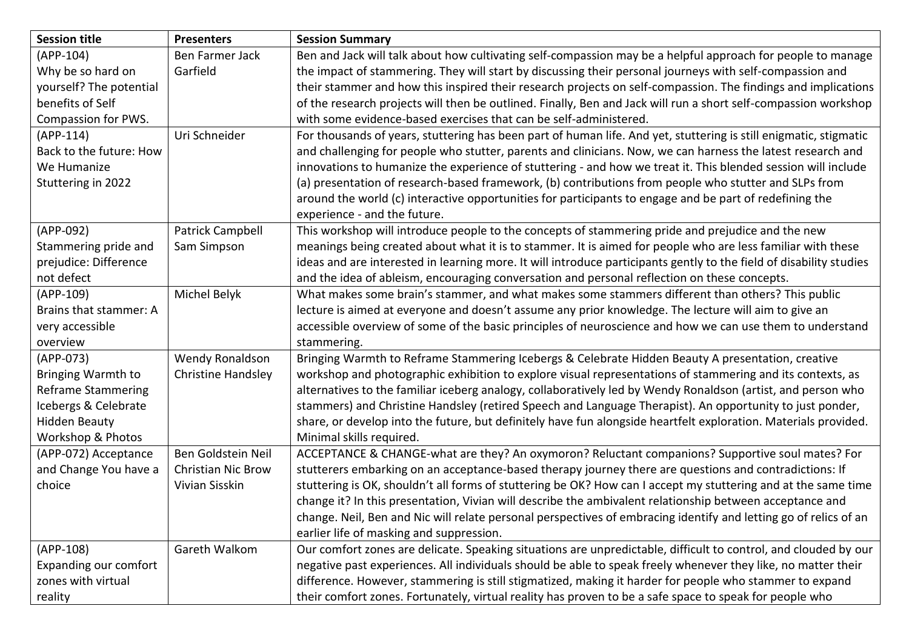| Session title | Presenters | Session Summary |
|---|---|---|
| (APP-104) Why be so hard on yourself? The potential benefits of Self Compassion for PWS. | Ben Farmer Jack Garfield | Ben and Jack will talk about how cultivating self-compassion may be a helpful approach for people to manage the impact of stammering. They will start by discussing their personal journeys with self-compassion and their stammer and how this inspired their research projects on self-compassion. The findings and implications of the research projects will then be outlined. Finally, Ben and Jack will run a short self-compassion workshop with some evidence-based exercises that can be self-administered. |
| (APP-114) Back to the future: How We Humanize Stuttering in 2022 | Uri Schneider | For thousands of years, stuttering has been part of human life. And yet, stuttering is still enigmatic, stigmatic and challenging for people who stutter, parents and clinicians. Now, we can harness the latest research and innovations to humanize the experience of stuttering - and how we treat it. This blended session will include (a) presentation of research-based framework, (b) contributions from people who stutter and SLPs from around the world (c) interactive opportunities for participants to engage and be part of redefining the experience - and the future. |
| (APP-092) Stammering pride and prejudice: Difference not defect | Patrick Campbell Sam Simpson | This workshop will introduce people to the concepts of stammering pride and prejudice and the new meanings being created about what it is to stammer. It is aimed for people who are less familiar with these ideas and are interested in learning more. It will introduce participants gently to the field of disability studies and the idea of ableism, encouraging conversation and personal reflection on these concepts. |
| (APP-109) Brains that stammer: A very accessible overview | Michel Belyk | What makes some brain's stammer, and what makes some stammers different than others? This public lecture is aimed at everyone and doesn't assume any prior knowledge. The lecture will aim to give an accessible overview of some of the basic principles of neuroscience and how we can use them to understand stammering. |
| (APP-073) Bringing Warmth to Reframe Stammering Icebergs & Celebrate Hidden Beauty Workshop & Photos | Wendy Ronaldson Christine Handsley | Bringing Warmth to Reframe Stammering Icebergs & Celebrate Hidden Beauty A presentation, creative workshop and photographic exhibition to explore visual representations of stammering and its contexts, as alternatives to the familiar iceberg analogy, collaboratively led by Wendy Ronaldson (artist, and person who stammers) and Christine Handsley (retired Speech and Language Therapist). An opportunity to just ponder, share, or develop into the future, but definitely have fun alongside heartfelt exploration. Materials provided. Minimal skills required. |
| (APP-072) Acceptance and Change You have a choice | Ben Goldstein Neil Christian Nic Brow Vivian Sisskin | ACCEPTANCE & CHANGE-what are they? An oxymoron? Reluctant companions? Supportive soul mates? For stutterers embarking on an acceptance-based therapy journey there are questions and contradictions: If stuttering is OK, shouldn't all forms of stuttering be OK? How can I accept my stuttering and at the same time change it? In this presentation, Vivian will describe the ambivalent relationship between acceptance and change. Neil, Ben and Nic will relate personal perspectives of embracing identify and letting go of relics of an earlier life of masking and suppression. |
| (APP-108) Expanding our comfort zones with virtual reality | Gareth Walkom | Our comfort zones are delicate. Speaking situations are unpredictable, difficult to control, and clouded by our negative past experiences. All individuals should be able to speak freely whenever they like, no matter their difference. However, stammering is still stigmatized, making it harder for people who stammer to expand their comfort zones. Fortunately, virtual reality has proven to be a safe space to speak for people who |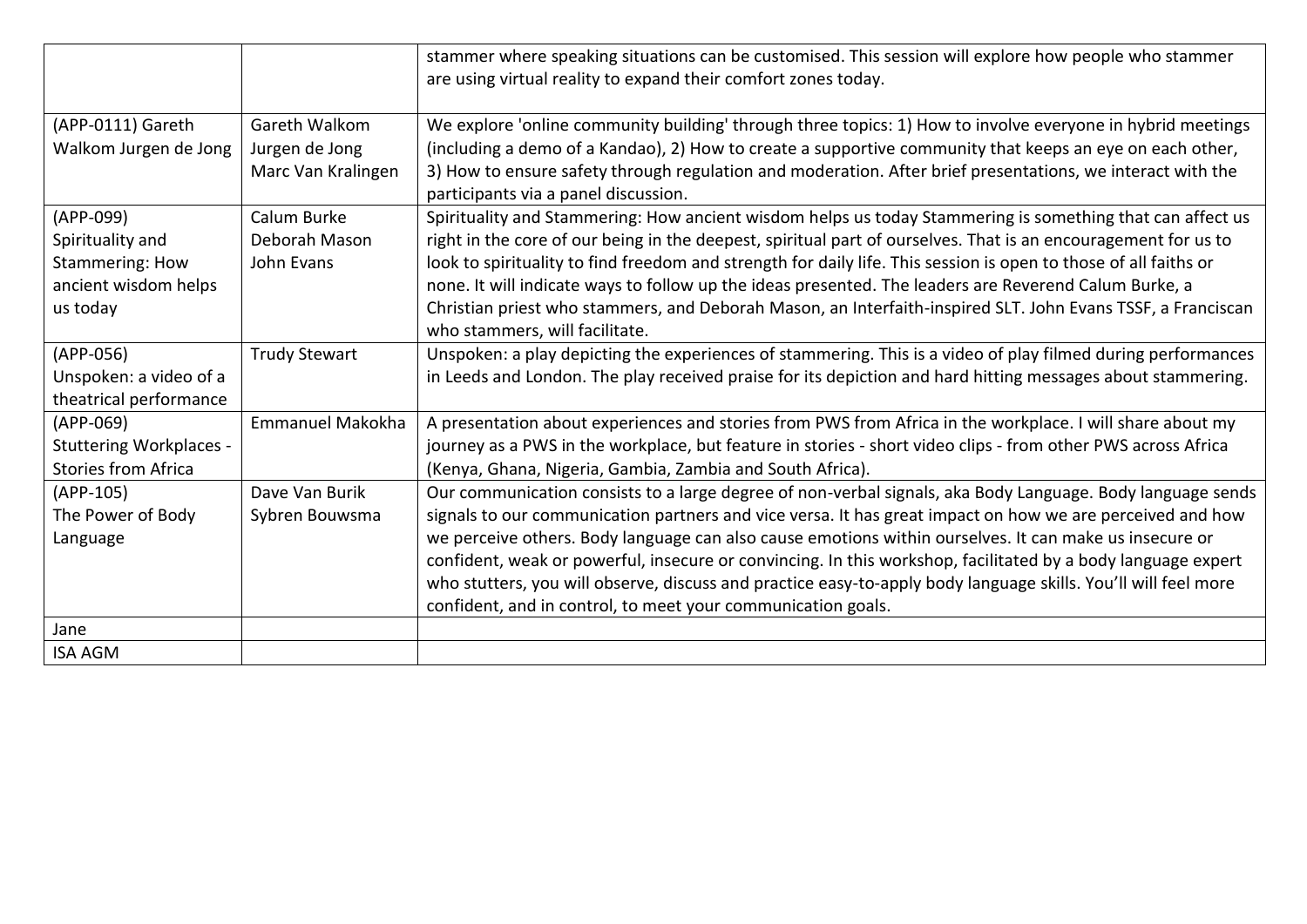| | | |
|---|---|---|
| | | stammer where speaking situations can be customised. This session will explore how people who stammer are using virtual reality to expand their comfort zones today. |
| (APP-0111) Gareth Walkom Jurgen de Jong | Gareth Walkom<br>Jurgen de Jong<br>Marc Van Kralingen | We explore 'online community building' through three topics: 1) How to involve everyone in hybrid meetings (including a demo of a Kandao), 2) How to create a supportive community that keeps an eye on each other, 3) How to ensure safety through regulation and moderation. After brief presentations, we interact with the participants via a panel discussion. |
| (APP-099) Spirituality and Stammering: How ancient wisdom helps us today | Calum Burke<br>Deborah Mason<br>John Evans | Spirituality and Stammering: How ancient wisdom helps us today Stammering is something that can affect us right in the core of our being in the deepest, spiritual part of ourselves. That is an encouragement for us to look to spirituality to find freedom and strength for daily life. This session is open to those of all faiths or none. It will indicate ways to follow up the ideas presented. The leaders are Reverend Calum Burke, a Christian priest who stammers, and Deborah Mason, an Interfaith-inspired SLT. John Evans TSSF, a Franciscan who stammers, will facilitate. |
| (APP-056) Unspoken: a video of a theatrical performance | Trudy Stewart | Unspoken: a play depicting the experiences of stammering. This is a video of play filmed during performances in Leeds and London. The play received praise for its depiction and hard hitting messages about stammering. |
| (APP-069) Stuttering Workplaces - Stories from Africa | Emmanuel Makokha | A presentation about experiences and stories from PWS from Africa in the workplace. I will share about my journey as a PWS in the workplace, but feature in stories - short video clips - from other PWS across Africa (Kenya, Ghana, Nigeria, Gambia, Zambia and South Africa). |
| (APP-105) The Power of Body Language | Dave Van Burik<br>Sybren Bouwsma | Our communication consists to a large degree of non-verbal signals, aka Body Language. Body language sends signals to our communication partners and vice versa. It has great impact on how we are perceived and how we perceive others. Body language can also cause emotions within ourselves. It can make us insecure or confident, weak or powerful, insecure or convincing. In this workshop, facilitated by a body language expert who stutters, you will observe, discuss and practice easy-to-apply body language skills. You'll will feel more confident, and in control, to meet your communication goals. |
| Jane | | |
| ISA AGM | | |